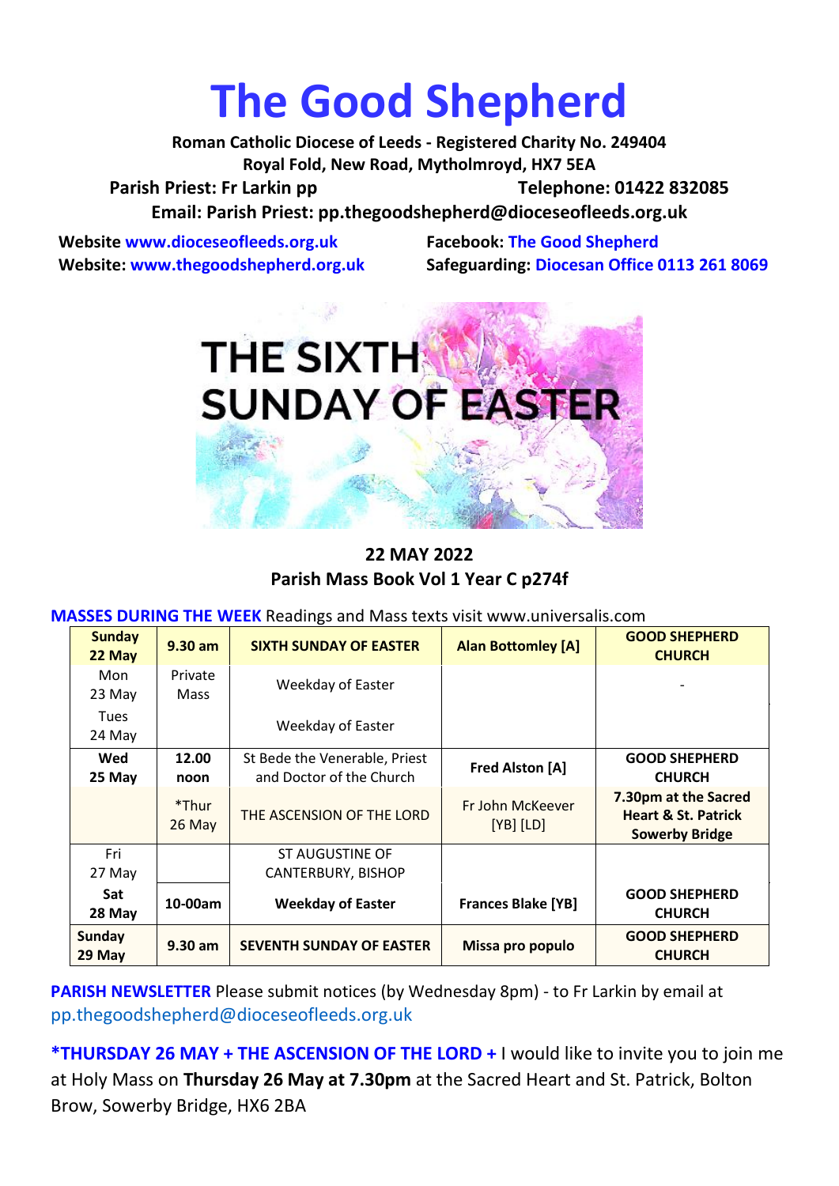# The Good Shepherd

**Roman Catholic Diocese of Leeds - Registered Charity No. 249404**
**Royal Fold, New Road, Mytholmroyd, HX7 5EA**
**Parish Priest: Fr Larkin pp** **Telephone: 01422 832085**
**Email: Parish Priest: pp.thegoodshepherd@dioceseofleeds.org.uk**

**Website www.dioceseofleeds.org.uk**
**Website: www.thegoodshepherd.org.uk**
**Facebook: The Good Shepherd**
**Safeguarding: Diocesan Office 0113 261 8069**

THE SIXTH SUNDAY OF EASTER

**22 MAY 2022**
**Parish Mass Book Vol 1 Year C p274f**

**MASSES DURING THE WEEK** Readings and Mass texts visit www.universalis.com

| | | | | |
|---|---|---|---|---|
| **Sunday 22 May** | **9.30 am** | **SIXTH SUNDAY OF EASTER** | **Alan Bottomley [A]** | **GOOD SHEPHERD CHURCH** |
| Mon 23 May | Private Mass | Weekday of Easter | | - |
| Tues 24 May | | Weekday of Easter | | |
| **Wed 25 May** | **12.00 noon** | St Bede the Venerable, Priest and Doctor of the Church | **Fred Alston [A]** | **GOOD SHEPHERD CHURCH** |
| | *Thur 26 May | THE ASCENSION OF THE LORD | Fr John McKeever [YB] [LD] | **7.30pm at the Sacred Heart & St. Patrick Sowerby Bridge** |
| Fri 27 May | | ST AUGUSTINE OF CANTERBURY, BISHOP | | |
| **Sat 28 May** | **10-00am** | **Weekday of Easter** | **Frances Blake [YB]** | **GOOD SHEPHERD CHURCH** |
| **Sunday 29 May** | **9.30 am** | **SEVENTH SUNDAY OF EASTER** | **Missa pro populo** | **GOOD SHEPHERD CHURCH** |

**PARISH NEWSLETTER** Please submit notices (by Wednesday 8pm) - to Fr Larkin by email at pp.thegoodshepherd@dioceseofleeds.org.uk

**\*THURSDAY 26 MAY + THE ASCENSION OF THE LORD +** I would like to invite you to join me at Holy Mass on **Thursday 26 May at 7.30pm** at the Sacred Heart and St. Patrick, Bolton Brow, Sowerby Bridge, HX6 2BA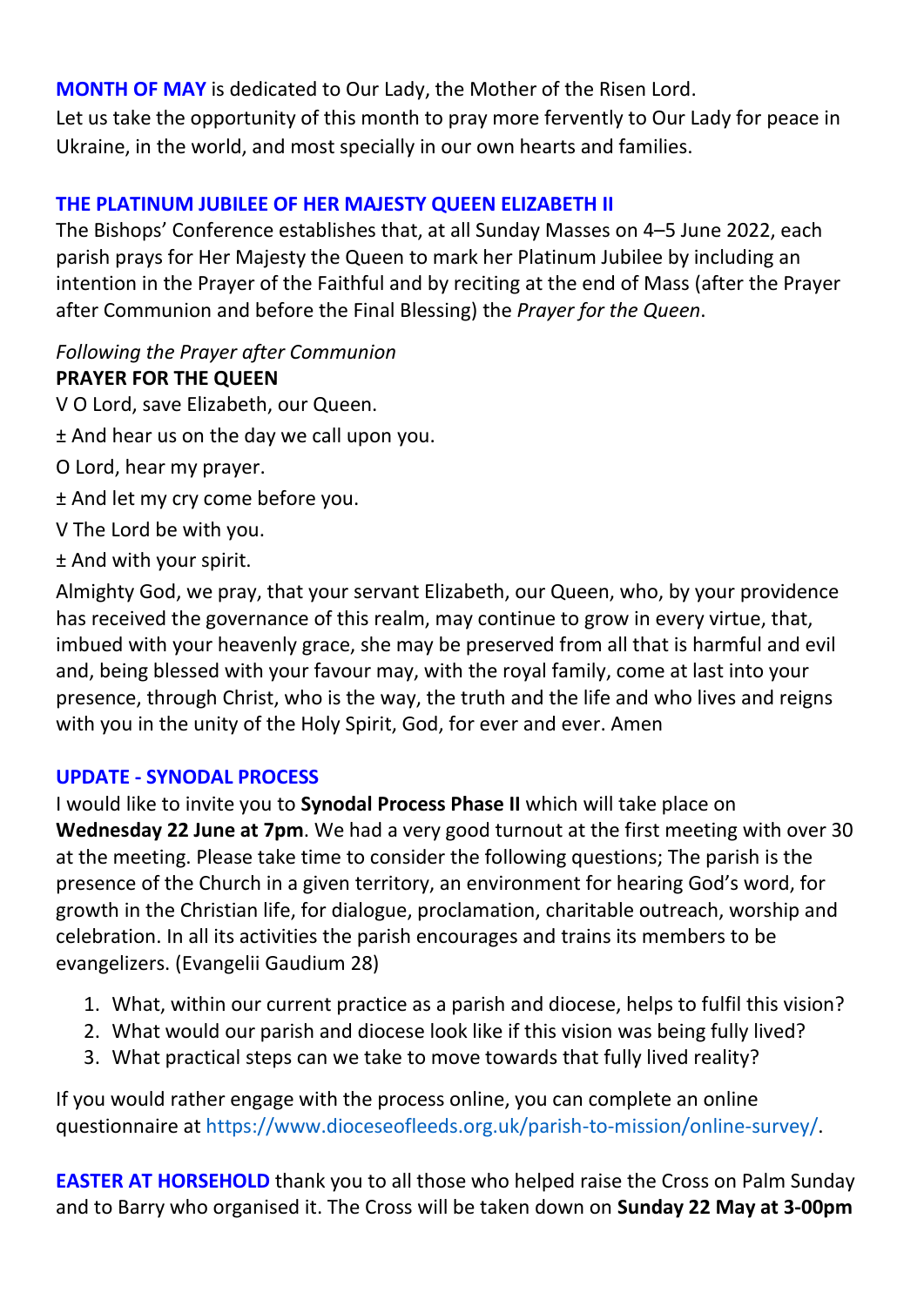**MONTH OF MAY** is dedicated to Our Lady, the Mother of the Risen Lord.
Let us take the opportunity of this month to pray more fervently to Our Lady for peace in Ukraine, in the world, and most specially in our own hearts and families.

**THE PLATINUM JUBILEE OF HER MAJESTY QUEEN ELIZABETH II**

The Bishops' Conference establishes that, at all Sunday Masses on 4–5 June 2022, each parish prays for Her Majesty the Queen to mark her Platinum Jubilee by including an intention in the Prayer of the Faithful and by reciting at the end of Mass (after the Prayer after Communion and before the Final Blessing) the *Prayer for the Queen*.

*Following the Prayer after Communion*

**PRAYER FOR THE QUEEN**

V O Lord, save Elizabeth, our Queen.

± And hear us on the day we call upon you.

O Lord, hear my prayer.

± And let my cry come before you.

V The Lord be with you.

± And with your spirit.

Almighty God, we pray, that your servant Elizabeth, our Queen, who, by your providence has received the governance of this realm, may continue to grow in every virtue, that, imbued with your heavenly grace, she may be preserved from all that is harmful and evil and, being blessed with your favour may, with the royal family, come at last into your presence, through Christ, who is the way, the truth and the life and who lives and reigns with you in the unity of the Holy Spirit, God, for ever and ever. Amen

**UPDATE - SYNODAL PROCESS**

I would like to invite you to **Synodal Process Phase II** which will take place on **Wednesday 22 June at 7pm**. We had a very good turnout at the first meeting with over 30 at the meeting. Please take time to consider the following questions; The parish is the presence of the Church in a given territory, an environment for hearing God's word, for growth in the Christian life, for dialogue, proclamation, charitable outreach, worship and celebration. In all its activities the parish encourages and trains its members to be evangelizers. (Evangelii Gaudium 28)

1. What, within our current practice as a parish and diocese, helps to fulfil this vision?
2. What would our parish and diocese look like if this vision was being fully lived?
3. What practical steps can we take to move towards that fully lived reality?

If you would rather engage with the process online, you can complete an online questionnaire at https://www.dioceseofleeds.org.uk/parish-to-mission/online-survey/.

**EASTER AT HORSEHOLD** thank you to all those who helped raise the Cross on Palm Sunday and to Barry who organised it. The Cross will be taken down on **Sunday 22 May at 3-00pm**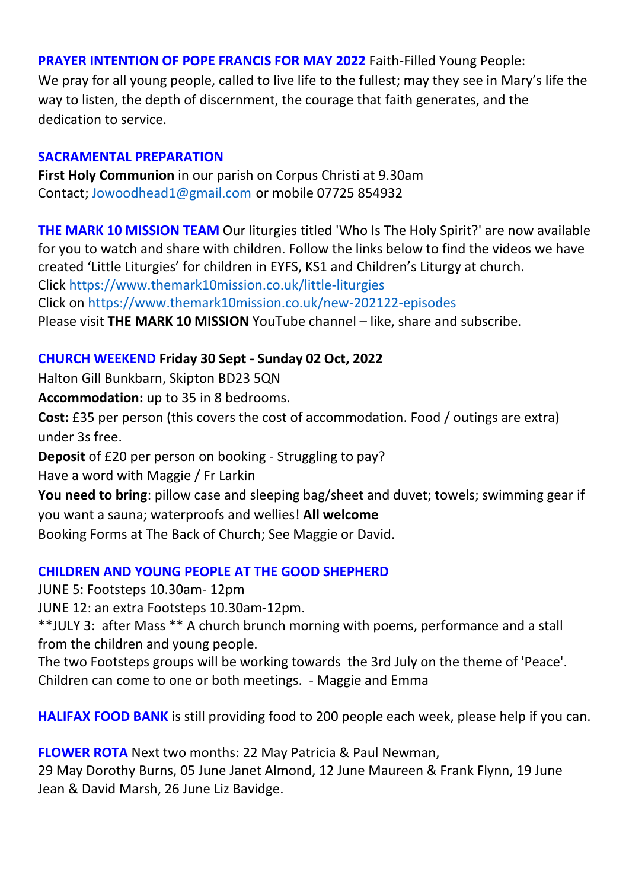**PRAYER INTENTION OF POPE FRANCIS FOR MAY 2022** Faith-Filled Young People:
We pray for all young people, called to live life to the fullest; may they see in Mary's life the way to listen, the depth of discernment, the courage that faith generates, and the dedication to service.

**SACRAMENTAL PREPARATION**
**First Holy Communion** in our parish on Corpus Christi at 9.30am
Contact; Jowoodhead1@gmail.com or mobile 07725 854932

**THE MARK 10 MISSION TEAM** Our liturgies titled 'Who Is The Holy Spirit?' are now available for you to watch and share with children. Follow the links below to find the videos we have created 'Little Liturgies' for children in EYFS, KS1 and Children's Liturgy at church.
Click https://www.themark10mission.co.uk/little-liturgies
Click on https://www.themark10mission.co.uk/new-202122-episodes
Please visit **THE MARK 10 MISSION** YouTube channel – like, share and subscribe.

**CHURCH WEEKEND** **Friday 30 Sept - Sunday 02 Oct, 2022**
Halton Gill Bunkbarn, Skipton BD23 5QN
**Accommodation:** up to 35 in 8 bedrooms.
**Cost:** £35 per person (this covers the cost of accommodation. Food / outings are extra) under 3s free.
**Deposit** of £20 per person on booking - Struggling to pay?
Have a word with Maggie / Fr Larkin
**You need to bring**: pillow case and sleeping bag/sheet and duvet; towels; swimming gear if you want a sauna; waterproofs and wellies! **All welcome**
Booking Forms at The Back of Church; See Maggie or David.

**CHILDREN AND YOUNG PEOPLE AT THE GOOD SHEPHERD**
JUNE 5: Footsteps 10.30am- 12pm
JUNE 12: an extra Footsteps 10.30am-12pm.
**JULY 3: after Mass ** A church brunch morning with poems, performance and a stall from the children and young people.
The two Footsteps groups will be working towards the 3rd July on the theme of 'Peace'. Children can come to one or both meetings. - Maggie and Emma

**HALIFAX FOOD BANK** is still providing food to 200 people each week, please help if you can.

**FLOWER ROTA** Next two months: 22 May Patricia & Paul Newman,
29 May Dorothy Burns, 05 June Janet Almond, 12 June Maureen & Frank Flynn, 19 June Jean & David Marsh, 26 June Liz Bavidge.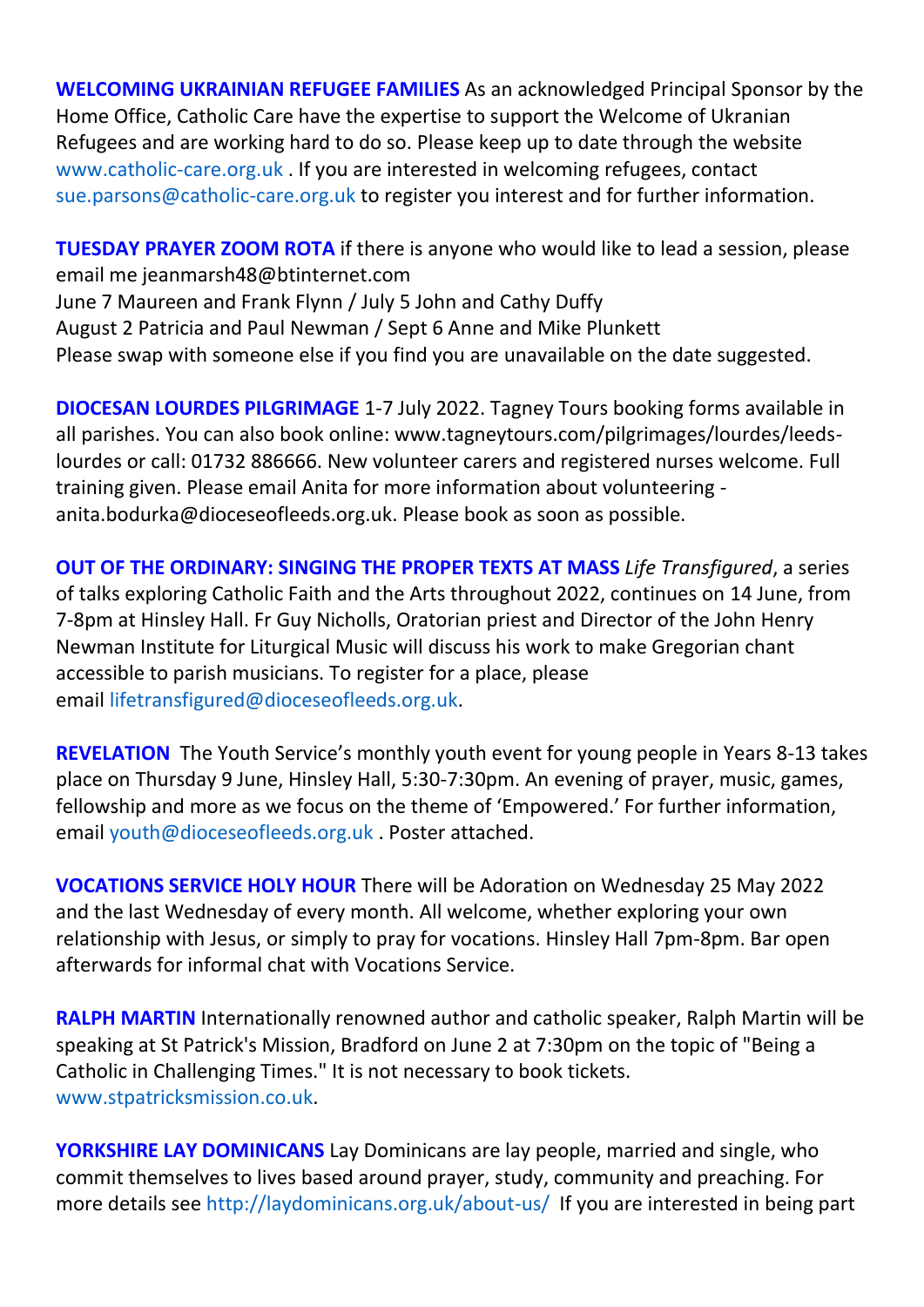**WELCOMING UKRAINIAN REFUGEE FAMILIES** As an acknowledged Principal Sponsor by the Home Office, Catholic Care have the expertise to support the Welcome of Ukranian Refugees and are working hard to do so. Please keep up to date through the website www.catholic-care.org.uk . If you are interested in welcoming refugees, contact sue.parsons@catholic-care.org.uk to register you interest and for further information.

**TUESDAY PRAYER ZOOM ROTA** if there is anyone who would like to lead a session, please email me jeanmarsh48@btinternet.com
June 7 Maureen and Frank Flynn / July 5 John and Cathy Duffy
August 2 Patricia and Paul Newman / Sept 6 Anne and Mike Plunkett
Please swap with someone else if you find you are unavailable on the date suggested.

**DIOCESAN LOURDES PILGRIMAGE** 1-7 July 2022. Tagney Tours booking forms available in all parishes. You can also book online: www.tagneytours.com/pilgrimages/lourdes/leeds-lourdes or call: 01732 886666. New volunteer carers and registered nurses welcome. Full training given. Please email Anita for more information about volunteering - anita.bodurka@dioceseofleeds.org.uk. Please book as soon as possible.

**OUT OF THE ORDINARY: SINGING THE PROPER TEXTS AT MASS** *Life Transfigured*, a series of talks exploring Catholic Faith and the Arts throughout 2022, continues on 14 June, from 7-8pm at Hinsley Hall. Fr Guy Nicholls, Oratorian priest and Director of the John Henry Newman Institute for Liturgical Music will discuss his work to make Gregorian chant accessible to parish musicians. To register for a place, please email lifetransfigured@dioceseofleeds.org.uk.

**REVELATION** The Youth Service's monthly youth event for young people in Years 8-13 takes place on Thursday 9 June, Hinsley Hall, 5:30-7:30pm. An evening of prayer, music, games, fellowship and more as we focus on the theme of 'Empowered.' For further information, email youth@dioceseofleeds.org.uk . Poster attached.

**VOCATIONS SERVICE HOLY HOUR** There will be Adoration on Wednesday 25 May 2022 and the last Wednesday of every month. All welcome, whether exploring your own relationship with Jesus, or simply to pray for vocations. Hinsley Hall 7pm-8pm. Bar open afterwards for informal chat with Vocations Service.

**RALPH MARTIN** Internationally renowned author and catholic speaker, Ralph Martin will be speaking at St Patrick's Mission, Bradford on June 2 at 7:30pm on the topic of "Being a Catholic in Challenging Times." It is not necessary to book tickets. www.stpatricksmission.co.uk.

**YORKSHIRE LAY DOMINICANS** Lay Dominicans are lay people, married and single, who commit themselves to lives based around prayer, study, community and preaching. For more details see http://laydominicans.org.uk/about-us/ If you are interested in being part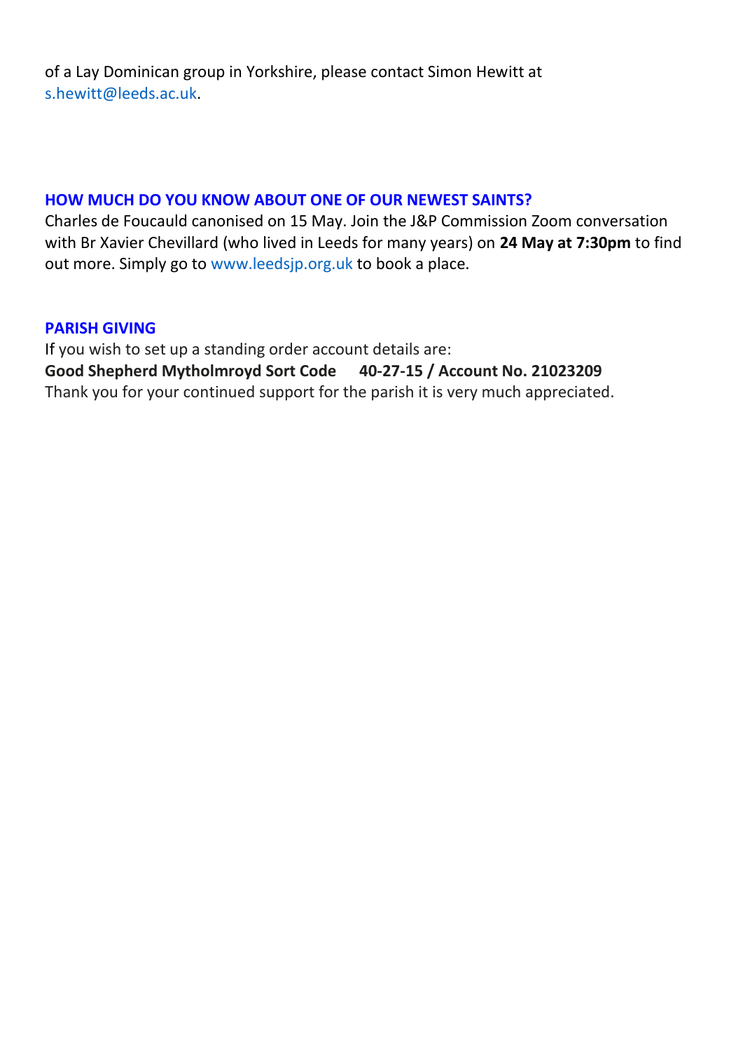of a Lay Dominican group in Yorkshire, please contact Simon Hewitt at s.hewitt@leeds.ac.uk.

## HOW MUCH DO YOU KNOW ABOUT ONE OF OUR NEWEST SAINTS?

Charles de Foucauld canonised on 15 May. Join the J&P Commission Zoom conversation with Br Xavier Chevillard (who lived in Leeds for many years) on **24 May at 7:30pm** to find out more. Simply go to www.leedsjp.org.uk to book a place.

## PARISH GIVING

If you wish to set up a standing order account details are:
**Good Shepherd Mytholmroyd Sort Code 40-27-15 / Account No. 21023209**
Thank you for your continued support for the parish it is very much appreciated.